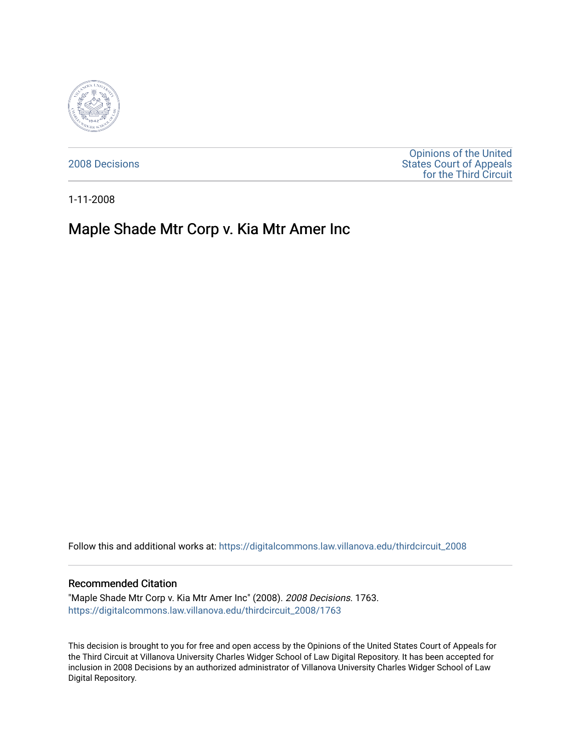2008 Decisions

Opinions of the United States Court of Appeals for the Third Circuit

1-11-2008

# Maple Shade Mtr Corp v. Kia Mtr Amer Inc

Follow this and additional works at: https://digitalcommons.law.villanova.edu/thirdcircuit_2008

## Recommended Citation

"Maple Shade Mtr Corp v. Kia Mtr Amer Inc" (2008). *2008 Decisions*. 1763.
https://digitalcommons.law.villanova.edu/thirdcircuit_2008/1763

This decision is brought to you for free and open access by the Opinions of the United States Court of Appeals for the Third Circuit at Villanova University Charles Widger School of Law Digital Repository. It has been accepted for inclusion in 2008 Decisions by an authorized administrator of Villanova University Charles Widger School of Law Digital Repository.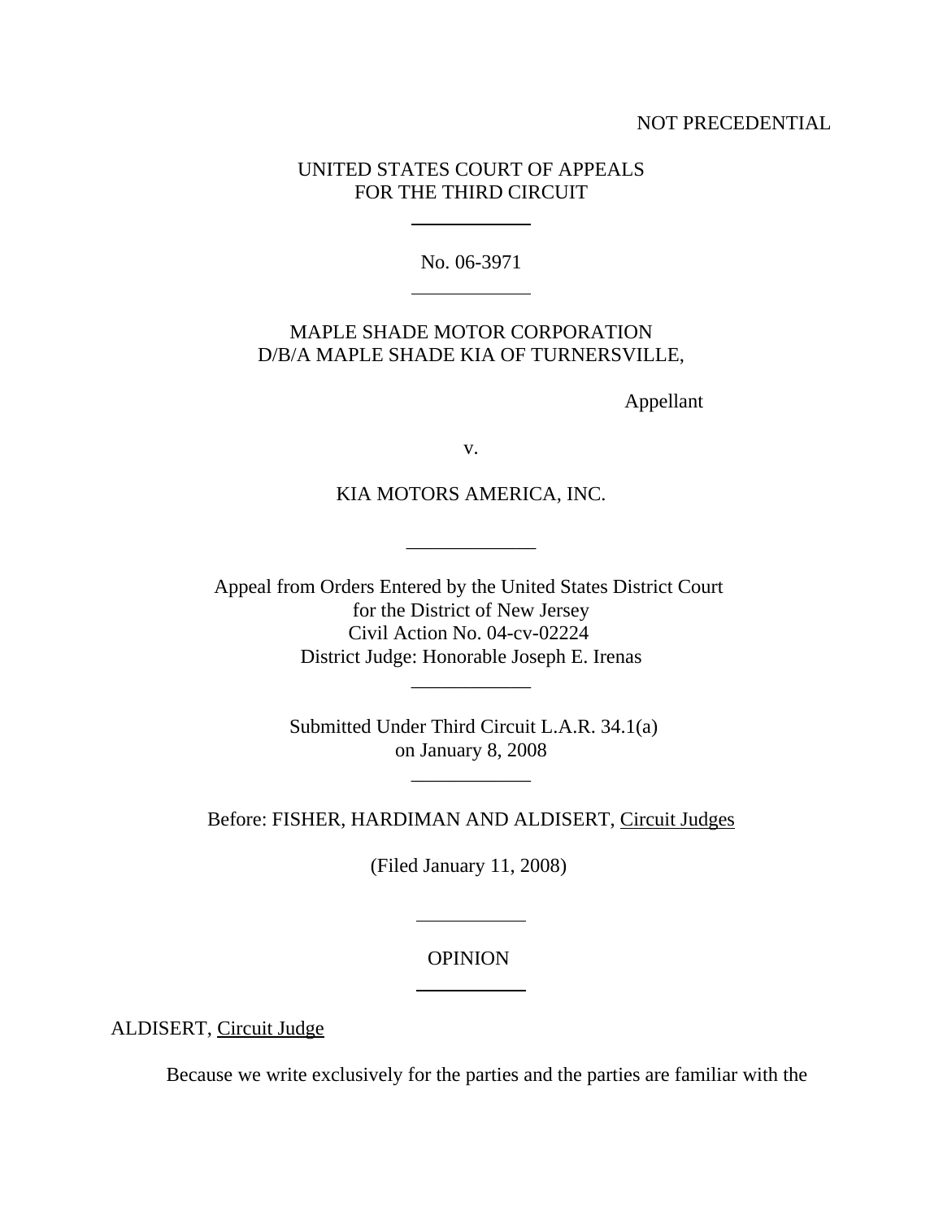NOT PRECEDENTIAL

UNITED STATES COURT OF APPEALS
FOR THE THIRD CIRCUIT

No. 06-3971

MAPLE SHADE MOTOR CORPORATION
D/B/A MAPLE SHADE KIA OF TURNERSVILLE,

Appellant

v.

KIA MOTORS AMERICA, INC.

Appeal from Orders Entered by the United States District Court
for the District of New Jersey
Civil Action No. 04-cv-02224
District Judge: Honorable Joseph E. Irenas

Submitted Under Third Circuit L.A.R. 34.1(a)
on January 8, 2008

Before: FISHER, HARDIMAN AND ALDISERT, Circuit Judges

(Filed January 11, 2008)

OPINION

ALDISERT, Circuit Judge

Because we write exclusively for the parties and the parties are familiar with the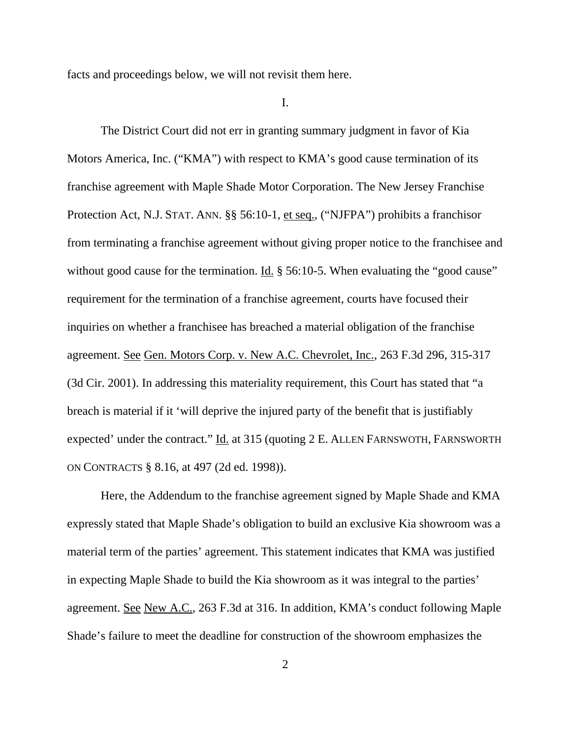facts and proceedings below, we will not revisit them here.

I.

The District Court did not err in granting summary judgment in favor of Kia Motors America, Inc. ("KMA") with respect to KMA's good cause termination of its franchise agreement with Maple Shade Motor Corporation. The New Jersey Franchise Protection Act, N.J. STAT. ANN. §§ 56:10-1, et seq., ("NJFPA") prohibits a franchisor from terminating a franchise agreement without giving proper notice to the franchisee and without good cause for the termination. Id. § 56:10-5. When evaluating the "good cause" requirement for the termination of a franchise agreement, courts have focused their inquiries on whether a franchisee has breached a material obligation of the franchise agreement. See Gen. Motors Corp. v. New A.C. Chevrolet, Inc., 263 F.3d 296, 315-317 (3d Cir. 2001). In addressing this materiality requirement, this Court has stated that "a breach is material if it 'will deprive the injured party of the benefit that is justifiably expected' under the contract." Id. at 315 (quoting 2 E. ALLEN FARNSWOTH, FARNSWORTH ON CONTRACTS § 8.16, at 497 (2d ed. 1998)).

Here, the Addendum to the franchise agreement signed by Maple Shade and KMA expressly stated that Maple Shade's obligation to build an exclusive Kia showroom was a material term of the parties' agreement. This statement indicates that KMA was justified in expecting Maple Shade to build the Kia showroom as it was integral to the parties' agreement. See New A.C., 263 F.3d at 316. In addition, KMA's conduct following Maple Shade's failure to meet the deadline for construction of the showroom emphasizes the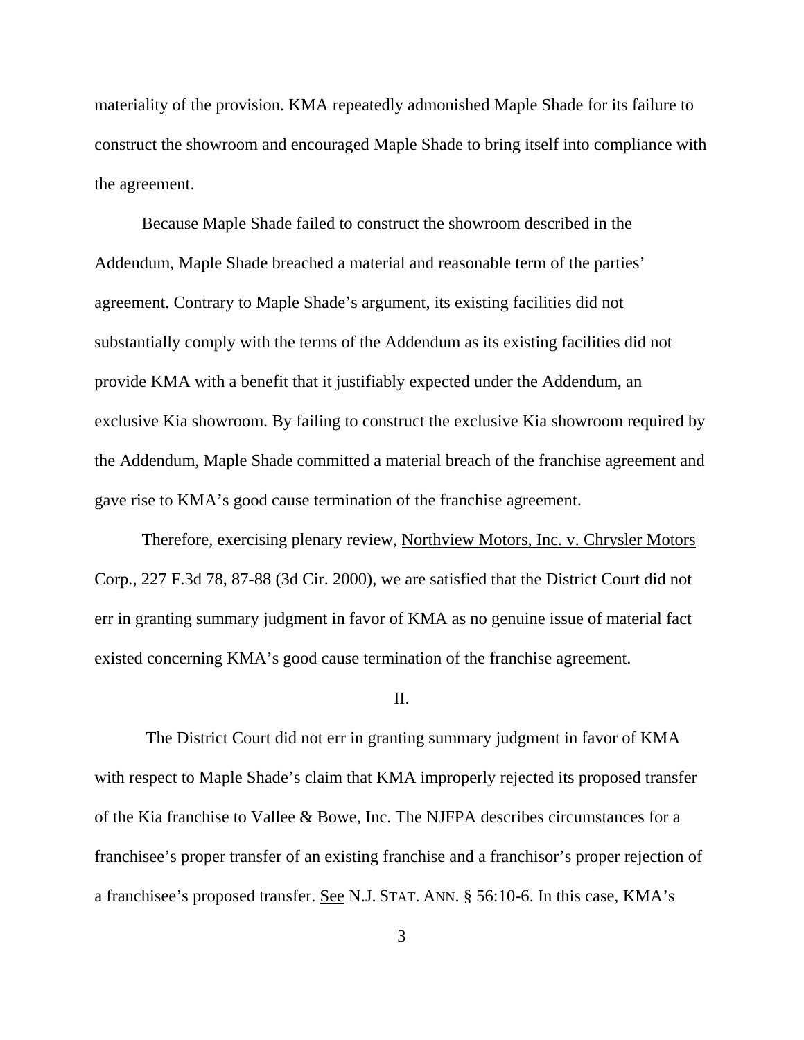materiality of the provision. KMA repeatedly admonished Maple Shade for its failure to construct the showroom and encouraged Maple Shade to bring itself into compliance with the agreement.

Because Maple Shade failed to construct the showroom described in the Addendum, Maple Shade breached a material and reasonable term of the parties' agreement. Contrary to Maple Shade's argument, its existing facilities did not substantially comply with the terms of the Addendum as its existing facilities did not provide KMA with a benefit that it justifiably expected under the Addendum, an exclusive Kia showroom. By failing to construct the exclusive Kia showroom required by the Addendum, Maple Shade committed a material breach of the franchise agreement and gave rise to KMA's good cause termination of the franchise agreement.

Therefore, exercising plenary review, Northview Motors, Inc. v. Chrysler Motors Corp., 227 F.3d 78, 87-88 (3d Cir. 2000), we are satisfied that the District Court did not err in granting summary judgment in favor of KMA as no genuine issue of material fact existed concerning KMA's good cause termination of the franchise agreement.

II.

The District Court did not err in granting summary judgment in favor of KMA with respect to Maple Shade's claim that KMA improperly rejected its proposed transfer of the Kia franchise to Vallee & Bowe, Inc. The NJFPA describes circumstances for a franchisee's proper transfer of an existing franchise and a franchisor's proper rejection of a franchisee's proposed transfer. See N.J. STAT. ANN. § 56:10-6. In this case, KMA's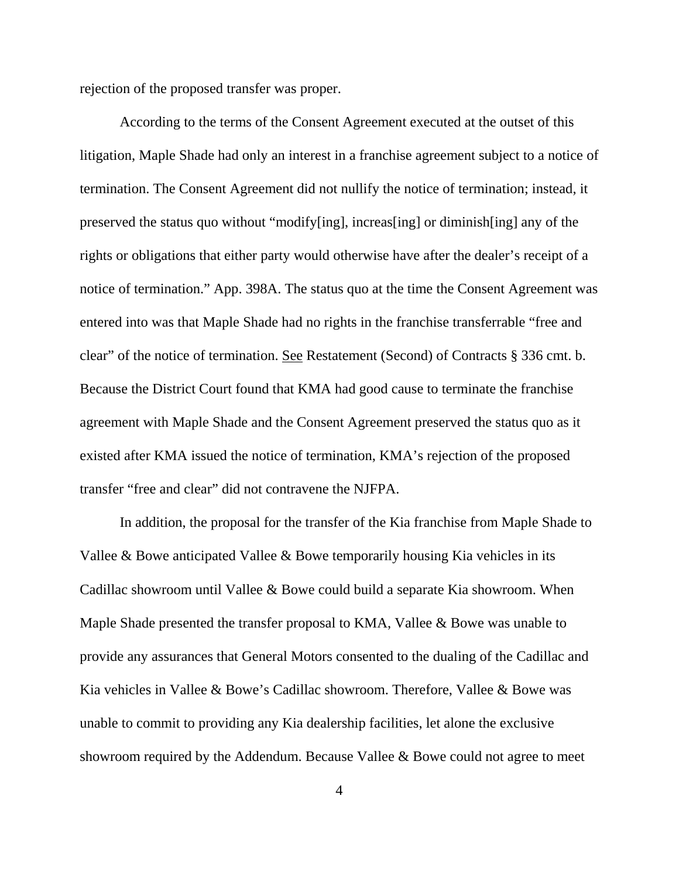rejection of the proposed transfer was proper.

According to the terms of the Consent Agreement executed at the outset of this litigation, Maple Shade had only an interest in a franchise agreement subject to a notice of termination. The Consent Agreement did not nullify the notice of termination; instead, it preserved the status quo without "modify[ing], increas[ing] or diminish[ing] any of the rights or obligations that either party would otherwise have after the dealer's receipt of a notice of termination." App. 398A. The status quo at the time the Consent Agreement was entered into was that Maple Shade had no rights in the franchise transferrable "free and clear" of the notice of termination. <u>See</u> Restatement (Second) of Contracts § 336 cmt. b. Because the District Court found that KMA had good cause to terminate the franchise agreement with Maple Shade and the Consent Agreement preserved the status quo as it existed after KMA issued the notice of termination, KMA's rejection of the proposed transfer "free and clear" did not contravene the NJFPA.

In addition, the proposal for the transfer of the Kia franchise from Maple Shade to Vallee & Bowe anticipated Vallee & Bowe temporarily housing Kia vehicles in its Cadillac showroom until Vallee & Bowe could build a separate Kia showroom. When Maple Shade presented the transfer proposal to KMA, Vallee & Bowe was unable to provide any assurances that General Motors consented to the dualing of the Cadillac and Kia vehicles in Vallee & Bowe's Cadillac showroom. Therefore, Vallee & Bowe was unable to commit to providing any Kia dealership facilities, let alone the exclusive showroom required by the Addendum. Because Vallee & Bowe could not agree to meet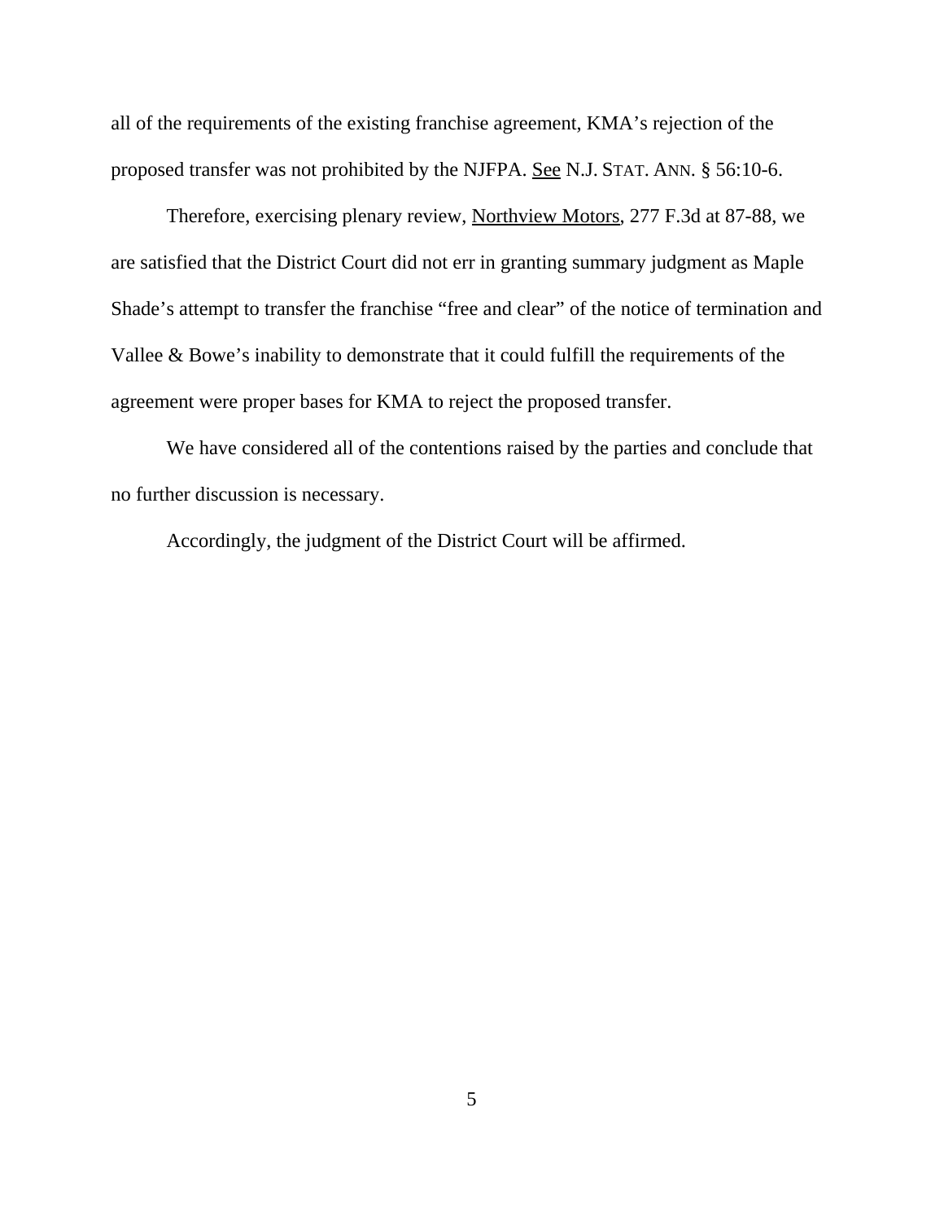all of the requirements of the existing franchise agreement, KMA's rejection of the proposed transfer was not prohibited by the NJFPA. See N.J. STAT. ANN. § 56:10-6.

Therefore, exercising plenary review, Northview Motors, 277 F.3d at 87-88, we are satisfied that the District Court did not err in granting summary judgment as Maple Shade's attempt to transfer the franchise "free and clear" of the notice of termination and Vallee & Bowe's inability to demonstrate that it could fulfill the requirements of the agreement were proper bases for KMA to reject the proposed transfer.

We have considered all of the contentions raised by the parties and conclude that no further discussion is necessary.

Accordingly, the judgment of the District Court will be affirmed.